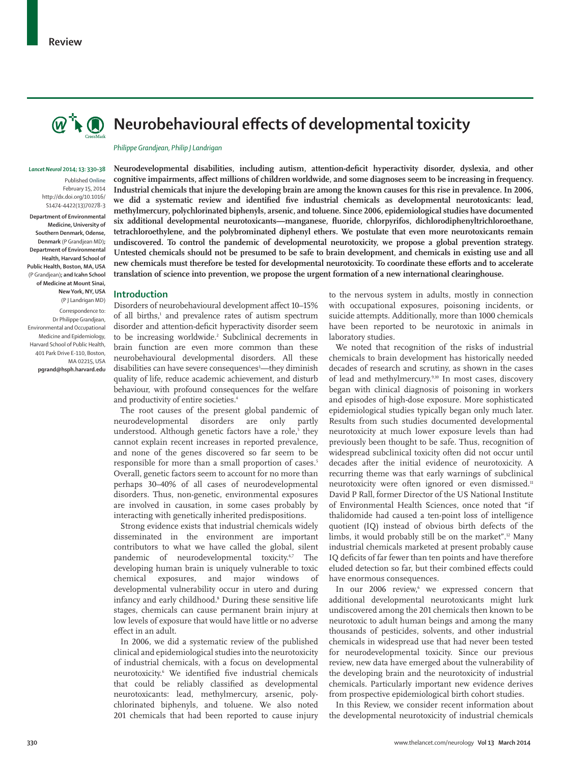Review

# Neurobehavioural effects of developmental toxicity

*Philippe Grandjean, Philip J Landrigan*

*Lancet Neurol* 2014; 13: 330–38

Published Online February 15, 2014 http://dx.doi.org/10.1016/S1474-4422(13)70278-3

Department of Environmental Medicine, University of Southern Denmark, Odense, Denmark (P Grandjean MD); Department of Environmental Health, Harvard School of Public Health, Boston, MA, USA (P Grandjean); and Icahn School of Medicine at Mount Sinai, New York, NY, USA (P J Landrigan MD)

Correspondence to: Dr Philippe Grandjean, Environmental and Occupational Medicine and Epidemiology, Harvard School of Public Health, 401 Park Drive E-110, Boston, MA 02215, USA **pgrand@hsph.harvard.edu**

**Neurodevelopmental disabilities, including autism, attention-deficit hyperactivity disorder, dyslexia, and other cognitive impairments, affect millions of children worldwide, and some diagnoses seem to be increasing in frequency. Industrial chemicals that injure the developing brain are among the known causes for this rise in prevalence. In 2006, we did a systematic review and identified five industrial chemicals as developmental neurotoxicants: lead, methylmercury, polychlorinated biphenyls, arsenic, and toluene. Since 2006, epidemiological studies have documented six additional developmental neurotoxicants—manganese, fluoride, chlorpyrifos, dichlorodiphenyltrichloroethane, tetrachloroethylene, and the polybrominated diphenyl ethers. We postulate that even more neurotoxicants remain undiscovered. To control the pandemic of developmental neurotoxicity, we propose a global prevention strategy. Untested chemicals should not be presumed to be safe to brain development, and chemicals in existing use and all new chemicals must therefore be tested for developmental neurotoxicity. To coordinate these efforts and to accelerate translation of science into prevention, we propose the urgent formation of a new international clearinghouse.**

## Introduction

Disorders of neurobehavioural development affect 10–15% of all births,[1] and prevalence rates of autism spectrum disorder and attention-deficit hyperactivity disorder seem to be increasing worldwide.[2] Subclinical decrements in brain function are even more common than these neurobehavioural developmental disorders. All these disabilities can have severe consequences[3]—they diminish quality of life, reduce academic achievement, and disturb behaviour, with profound consequences for the welfare and productivity of entire societies.[4]

The root causes of the present global pandemic of neurodevelopmental disorders are only partly understood. Although genetic factors have a role,[5] they cannot explain recent increases in reported prevalence, and none of the genes discovered so far seem to be responsible for more than a small proportion of cases.[5] Overall, genetic factors seem to account for no more than perhaps 30–40% of all cases of neurodevelopmental disorders. Thus, non-genetic, environmental exposures are involved in causation, in some cases probably by interacting with genetically inherited predispositions.

Strong evidence exists that industrial chemicals widely disseminated in the environment are important contributors to what we have called the global, silent pandemic of neurodevelopmental toxicity.[6,7] The developing human brain is uniquely vulnerable to toxic chemical exposures, and major windows of developmental vulnerability occur in utero and during infancy and early childhood.[8] During these sensitive life stages, chemicals can cause permanent brain injury at low levels of exposure that would have little or no adverse effect in an adult.

In 2006, we did a systematic review of the published clinical and epidemiological studies into the neurotoxicity of industrial chemicals, with a focus on developmental neurotoxicity.[6] We identified five industrial chemicals that could be reliably classified as developmental neurotoxicants: lead, methylmercury, arsenic, polychlorinated biphenyls, and toluene. We also noted 201 chemicals that had been reported to cause injury to the nervous system in adults, mostly in connection with occupational exposures, poisoning incidents, or suicide attempts. Additionally, more than 1000 chemicals have been reported to be neurotoxic in animals in laboratory studies.

We noted that recognition of the risks of industrial chemicals to brain development has historically needed decades of research and scrutiny, as shown in the cases of lead and methylmercury.[9,10] In most cases, discovery began with clinical diagnosis of poisoning in workers and episodes of high-dose exposure. More sophisticated epidemiological studies typically began only much later. Results from such studies documented developmental neurotoxicity at much lower exposure levels than had previously been thought to be safe. Thus, recognition of widespread subclinical toxicity often did not occur until decades after the initial evidence of neurotoxicity. A recurring theme was that early warnings of subclinical neurotoxicity were often ignored or even dismissed.[11] David P Rall, former Director of the US National Institute of Environmental Health Sciences, once noted that "if thalidomide had caused a ten-point loss of intelligence quotient (IQ) instead of obvious birth defects of the limbs, it would probably still be on the market".[12] Many industrial chemicals marketed at present probably cause IQ deficits of far fewer than ten points and have therefore eluded detection so far, but their combined effects could have enormous consequences.

In our 2006 review,[6] we expressed concern that additional developmental neurotoxicants might lurk undiscovered among the 201 chemicals then known to be neurotoxic to adult human beings and among the many thousands of pesticides, solvents, and other industrial chemicals in widespread use that had never been tested for neurodevelopmental toxicity. Since our previous review, new data have emerged about the vulnerability of the developing brain and the neurotoxicity of industrial chemicals. Particularly important new evidence derives from prospective epidemiological birth cohort studies.

In this Review, we consider recent information about the developmental neurotoxicity of industrial chemicals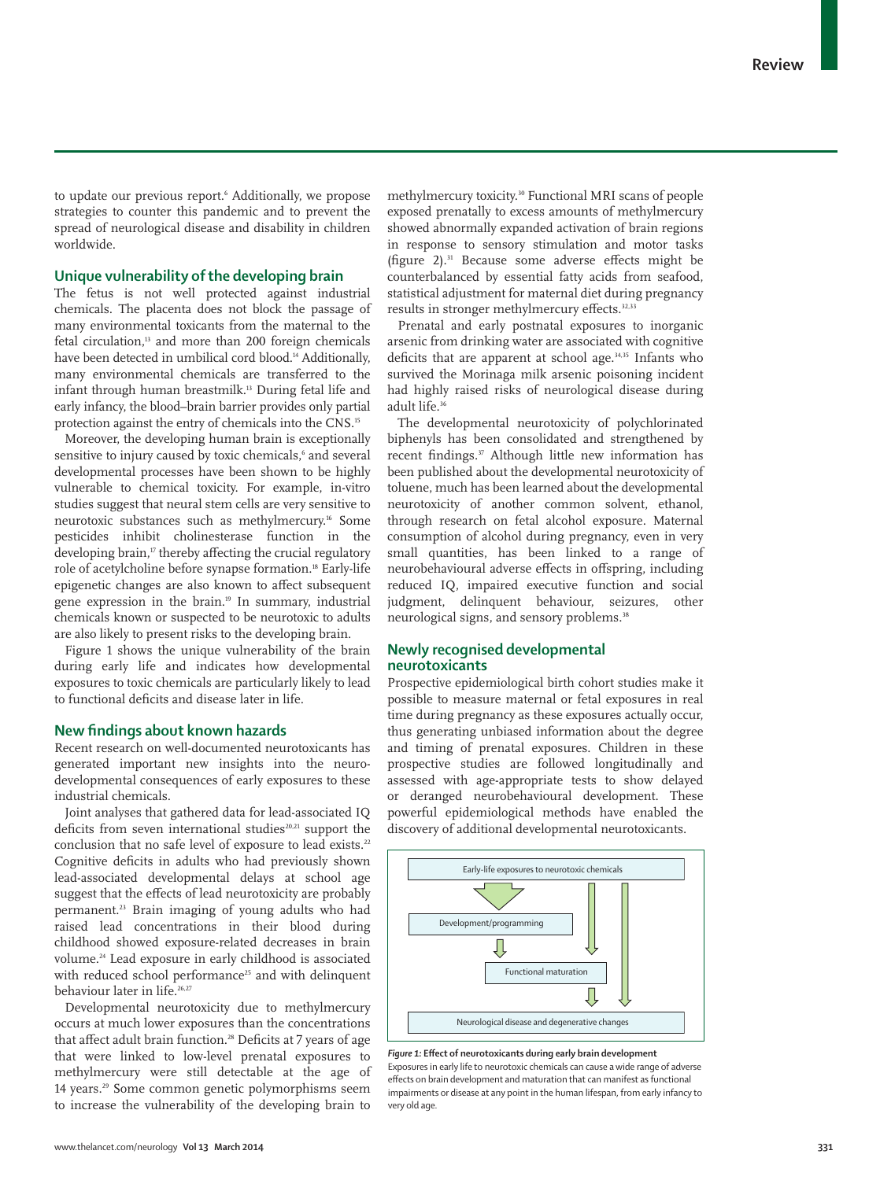to update our previous report.[6] Additionally, we propose strategies to counter this pandemic and to prevent the spread of neurological disease and disability in children worldwide.

## Unique vulnerability of the developing brain

The fetus is not well protected against industrial chemicals. The placenta does not block the passage of many environmental toxicants from the maternal to the fetal circulation,[13] and more than 200 foreign chemicals have been detected in umbilical cord blood.[14] Additionally, many environmental chemicals are transferred to the infant through human breastmilk.[13] During fetal life and early infancy, the blood–brain barrier provides only partial protection against the entry of chemicals into the CNS.[15]

Moreover, the developing human brain is exceptionally sensitive to injury caused by toxic chemicals,[6] and several developmental processes have been shown to be highly vulnerable to chemical toxicity. For example, in-vitro studies suggest that neural stem cells are very sensitive to neurotoxic substances such as methylmercury.[16] Some pesticides inhibit cholinesterase function in the developing brain,[17] thereby affecting the crucial regulatory role of acetylcholine before synapse formation.[18] Early-life epigenetic changes are also known to affect subsequent gene expression in the brain.[19] In summary, industrial chemicals known or suspected to be neurotoxic to adults are also likely to present risks to the developing brain.

Figure 1 shows the unique vulnerability of the brain during early life and indicates how developmental exposures to toxic chemicals are particularly likely to lead to functional deficits and disease later in life.

## New findings about known hazards

Recent research on well-documented neurotoxicants has generated important new insights into the neurodevelopmental consequences of early exposures to these industrial chemicals.

Joint analyses that gathered data for lead-associated IQ deficits from seven international studies[20,21] support the conclusion that no safe level of exposure to lead exists.[22] Cognitive deficits in adults who had previously shown lead-associated developmental delays at school age suggest that the effects of lead neurotoxicity are probably permanent.[23] Brain imaging of young adults who had raised lead concentrations in their blood during childhood showed exposure-related decreases in brain volume.[24] Lead exposure in early childhood is associated with reduced school performance[25] and with delinquent behaviour later in life.[26,27]

Developmental neurotoxicity due to methylmercury occurs at much lower exposures than the concentrations that affect adult brain function.[28] Deficits at 7 years of age that were linked to low-level prenatal exposures to methylmercury were still detectable at the age of 14 years.[29] Some common genetic polymorphisms seem to increase the vulnerability of the developing brain to methylmercury toxicity.[30] Functional MRI scans of people exposed prenatally to excess amounts of methylmercury showed abnormally expanded activation of brain regions in response to sensory stimulation and motor tasks (figure 2).[31] Because some adverse effects might be counterbalanced by essential fatty acids from seafood, statistical adjustment for maternal diet during pregnancy results in stronger methylmercury effects.[32,33]

Prenatal and early postnatal exposures to inorganic arsenic from drinking water are associated with cognitive deficits that are apparent at school age.[34,35] Infants who survived the Morinaga milk arsenic poisoning incident had highly raised risks of neurological disease during adult life.[36]

The developmental neurotoxicity of polychlorinated biphenyls has been consolidated and strengthened by recent findings.[37] Although little new information has been published about the developmental neurotoxicity of toluene, much has been learned about the developmental neurotoxicity of another common solvent, ethanol, through research on fetal alcohol exposure. Maternal consumption of alcohol during pregnancy, even in very small quantities, has been linked to a range of neurobehavioural adverse effects in offspring, including reduced IQ, impaired executive function and social judgment, delinquent behaviour, seizures, other neurological signs, and sensory problems.[38]

## Newly recognised developmental neurotoxicants

Prospective epidemiological birth cohort studies make it possible to measure maternal or fetal exposures in real time during pregnancy as these exposures actually occur, thus generating unbiased information about the degree and timing of prenatal exposures. Children in these prospective studies are followed longitudinally and assessed with age-appropriate tests to show delayed or deranged neurobehavioural development. These powerful epidemiological methods have enabled the discovery of additional developmental neurotoxicants.

Early-life exposures to neurotoxic chemicals → Development/programming → Functional maturation → Neurological disease and degenerative changes

*Figure 1:* **Effect of neurotoxicants during early brain development**
Exposures in early life to neurotoxic chemicals can cause a wide range of adverse effects on brain development and maturation that can manifest as functional impairments or disease at any point in the human lifespan, from early infancy to very old age.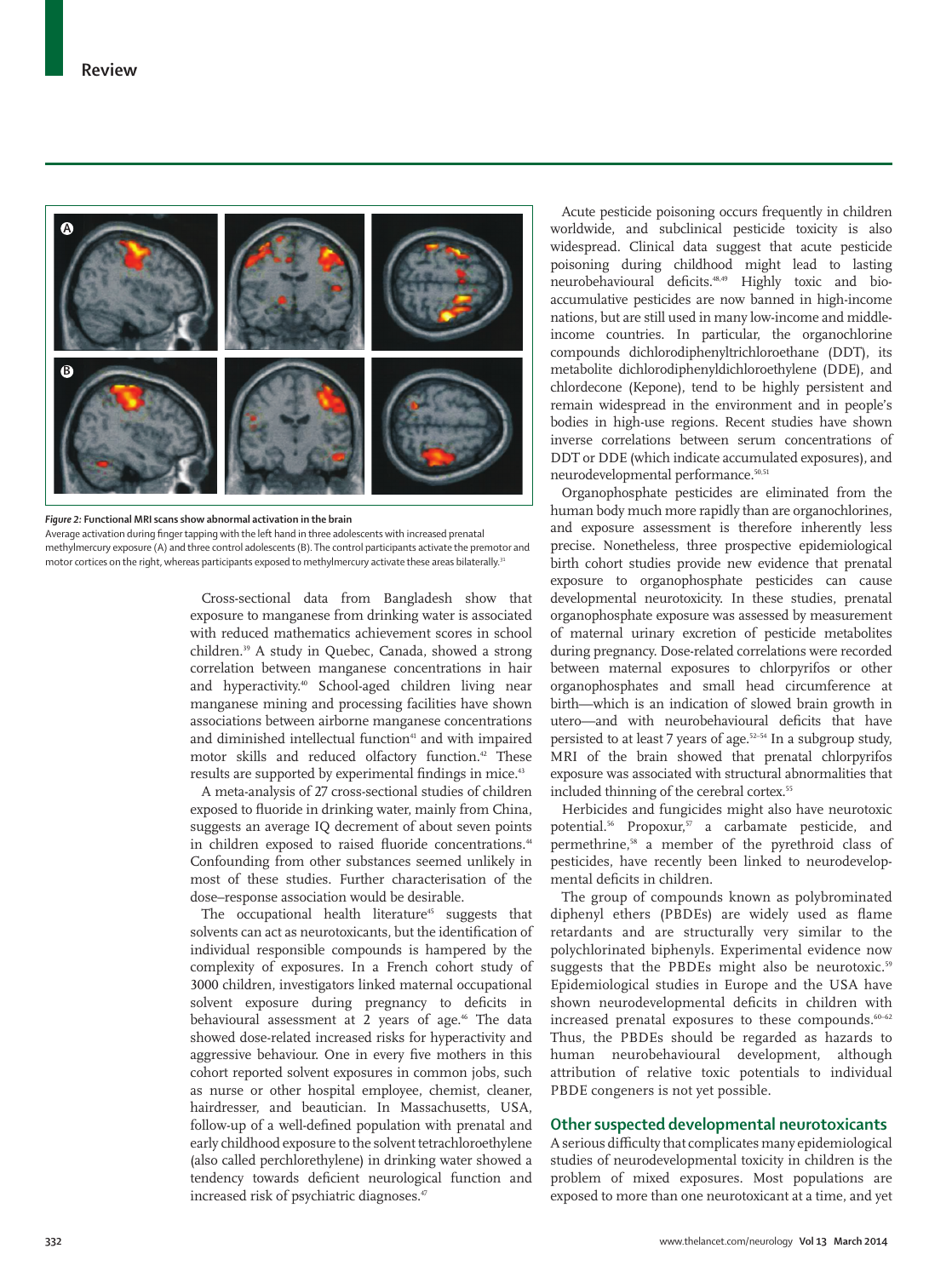Figure 2: Functional MRI scans show abnormal activation in the brain

Average activation during finger tapping with the left hand in three adolescents with increased prenatal methylmercury exposure (A) and three control adolescents (B). The control participants activate the premotor and motor cortices on the right, whereas participants exposed to methylmercury activate these areas bilaterally.[31]

Cross-sectional data from Bangladesh show that exposure to manganese from drinking water is associated with reduced mathematics achievement scores in school children.[39] A study in Quebec, Canada, showed a strong correlation between manganese concentrations in hair and hyperactivity.[40] School-aged children living near manganese mining and processing facilities have shown associations between airborne manganese concentrations and diminished intellectual function[41] and with impaired motor skills and reduced olfactory function.[42] These results are supported by experimental findings in mice.[43]

A meta-analysis of 27 cross-sectional studies of children exposed to fluoride in drinking water, mainly from China, suggests an average IQ decrement of about seven points in children exposed to raised fluoride concentrations.[44] Confounding from other substances seemed unlikely in most of these studies. Further characterisation of the dose–response association would be desirable.

The occupational health literature[45] suggests that solvents can act as neurotoxicants, but the identification of individual responsible compounds is hampered by the complexity of exposures. In a French cohort study of 3000 children, investigators linked maternal occupational solvent exposure during pregnancy to deficits in behavioural assessment at 2 years of age.[46] The data showed dose-related increased risks for hyperactivity and aggressive behaviour. One in every five mothers in this cohort reported solvent exposures in common jobs, such as nurse or other hospital employee, chemist, cleaner, hairdresser, and beautician. In Massachusetts, USA, follow-up of a well-defined population with prenatal and early childhood exposure to the solvent tetrachloroethylene (also called perchlorethylene) in drinking water showed a tendency towards deficient neurological function and increased risk of psychiatric diagnoses.[47]

Acute pesticide poisoning occurs frequently in children worldwide, and subclinical pesticide toxicity is also widespread. Clinical data suggest that acute pesticide poisoning during childhood might lead to lasting neurobehavioural deficits.[48,49] Highly toxic and bioaccumulative pesticides are now banned in high-income nations, but are still used in many low-income and middle-income countries. In particular, the organochlorine compounds dichlorodiphenyltrichloroethane (DDT), its metabolite dichlorodiphenyldichloroethylene (DDE), and chlordecone (Kepone), tend to be highly persistent and remain widespread in the environment and in people's bodies in high-use regions. Recent studies have shown inverse correlations between serum concentrations of DDT or DDE (which indicate accumulated exposures), and neurodevelopmental performance.[50,51]

Organophosphate pesticides are eliminated from the human body much more rapidly than are organochlorines, and exposure assessment is therefore inherently less precise. Nonetheless, three prospective epidemiological birth cohort studies provide new evidence that prenatal exposure to organophosphate pesticides can cause developmental neurotoxicity. In these studies, prenatal organophosphate exposure was assessed by measurement of maternal urinary excretion of pesticide metabolites during pregnancy. Dose-related correlations were recorded between maternal exposures to chlorpyrifos or other organophosphates and small head circumference at birth—which is an indication of slowed brain growth in utero—and with neurobehavioural deficits that have persisted to at least 7 years of age.[52–54] In a subgroup study, MRI of the brain showed that prenatal chlorpyrifos exposure was associated with structural abnormalities that included thinning of the cerebral cortex.[55]

Herbicides and fungicides might also have neurotoxic potential.[56] Propoxur,[57] a carbamate pesticide, and permethrine,[58] a member of the pyrethroid class of pesticides, have recently been linked to neurodevelopmental deficits in children.

The group of compounds known as polybrominated diphenyl ethers (PBDEs) are widely used as flame retardants and are structurally very similar to the polychlorinated biphenyls. Experimental evidence now suggests that the PBDEs might also be neurotoxic.[59] Epidemiological studies in Europe and the USA have shown neurodevelopmental deficits in children with increased prenatal exposures to these compounds.[60–62] Thus, the PBDEs should be regarded as hazards to human neurobehavioural development, although attribution of relative toxic potentials to individual PBDE congeners is not yet possible.

## Other suspected developmental neurotoxicants

A serious difficulty that complicates many epidemiological studies of neurodevelopmental toxicity in children is the problem of mixed exposures. Most populations are exposed to more than one neurotoxicant at a time, and yet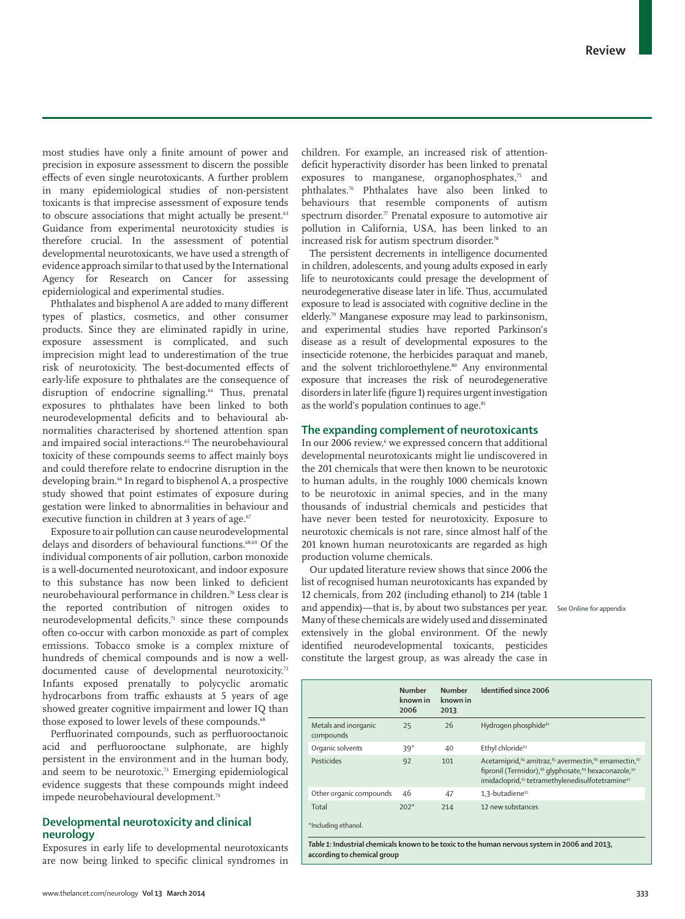most studies have only a finite amount of power and precision in exposure assessment to discern the possible effects of even single neurotoxicants. A further problem in many epidemiological studies of non-persistent toxicants is that imprecise assessment of exposure tends to obscure associations that might actually be present.[63] Guidance from experimental neurotoxicity studies is therefore crucial. In the assessment of potential developmental neurotoxicants, we have used a strength of evidence approach similar to that used by the International Agency for Research on Cancer for assessing epidemiological and experimental studies.

Phthalates and bisphenol A are added to many different types of plastics, cosmetics, and other consumer products. Since they are eliminated rapidly in urine, exposure assessment is complicated, and such imprecision might lead to underestimation of the true risk of neurotoxicity. The best-documented effects of early-life exposure to phthalates are the consequence of disruption of endocrine signalling.[64] Thus, prenatal exposures to phthalates have been linked to both neurodevelopmental deficits and to behavioural abnormalities characterised by shortened attention span and impaired social interactions.[65] The neurobehavioural toxicity of these compounds seems to affect mainly boys and could therefore relate to endocrine disruption in the developing brain.[66] In regard to bisphenol A, a prospective study showed that point estimates of exposure during gestation were linked to abnormalities in behaviour and executive function in children at 3 years of age.[67]

Exposure to air pollution can cause neurodevelopmental delays and disorders of behavioural functions.[68,69] Of the individual components of air pollution, carbon monoxide is a well-documented neurotoxicant, and indoor exposure to this substance has now been linked to deficient neurobehavioural performance in children.[70] Less clear is the reported contribution of nitrogen oxides to neurodevelopmental deficits,[71] since these compounds often co-occur with carbon monoxide as part of complex emissions. Tobacco smoke is a complex mixture of hundreds of chemical compounds and is now a well-documented cause of developmental neurotoxicity.[72] Infants exposed prenatally to polycyclic aromatic hydrocarbons from traffic exhausts at 5 years of age showed greater cognitive impairment and lower IQ than those exposed to lower levels of these compounds.[68]

Perfluorinated compounds, such as perfluorooctanoic acid and perfluorooctane sulphonate, are highly persistent in the environment and in the human body, and seem to be neurotoxic.[73] Emerging epidemiological evidence suggests that these compounds might indeed impede neurobehavioural development.[74]

## Developmental neurotoxicity and clinical neurology

Exposures in early life to developmental neurotoxicants are now being linked to specific clinical syndromes in children. For example, an increased risk of attention-deficit hyperactivity disorder has been linked to prenatal exposures to manganese, organophosphates,[75] and phthalates.[76] Phthalates have also been linked to behaviours that resemble components of autism spectrum disorder.[77] Prenatal exposure to automotive air pollution in California, USA, has been linked to an increased risk for autism spectrum disorder.[78]

The persistent decrements in intelligence documented in children, adolescents, and young adults exposed in early life to neurotoxicants could presage the development of neurodegenerative disease later in life. Thus, accumulated exposure to lead is associated with cognitive decline in the elderly.[79] Manganese exposure may lead to parkinsonism, and experimental studies have reported Parkinson's disease as a result of developmental exposures to the insecticide rotenone, the herbicides paraquat and maneb, and the solvent trichloroethylene.[80] Any environmental exposure that increases the risk of neurodegenerative disorders in later life (figure 1) requires urgent investigation as the world's population continues to age.[81]

## The expanding complement of neurotoxicants

In our 2006 review,[6] we expressed concern that additional developmental neurotoxicants might lie undiscovered in the 201 chemicals that were then known to be neurotoxic to human adults, in the roughly 1000 chemicals known to be neurotoxic in animal species, and in the many thousands of industrial chemicals and pesticides that have never been tested for neurotoxicity. Exposure to neurotoxic chemicals is not rare, since almost half of the 201 known human neurotoxicants are regarded as high production volume chemicals.

Our updated literature review shows that since 2006 the list of recognised human neurotoxicants has expanded by 12 chemicals, from 202 (including ethanol) to 214 (table 1 and appendix)—that is, by about two substances per year. Many of these chemicals are widely used and disseminated extensively in the global environment. Of the newly identified neurodevelopmental toxicants, pesticides constitute the largest group, as was already the case in

See Online for appendix

| | Number known in 2006 | Number known in 2013 | Identified since 2006 |
|---|---|---|---|
| Metals and inorganic compounds | 25 | 26 | Hydrogen phosphide[82] |
| Organic solvents | 39* | 40 | Ethyl chloride[83] |
| Pesticides | 92 | 101 | Acetamiprid,[84] amitraz,[85] avermectin,[86] emamectin,[87] fipronil (Termidor),[88] glyphosate,[89] hexaconazole,[90] imidacloprid,[91] tetramethylenedisulfotetramine[92] |
| Other organic compounds | 46 | 47 | 1,3-butadiene[93] |
| Total | 202* | 214 | 12 new substances |

*Including ethanol.

*Table 1:* **Industrial chemicals known to be toxic to the human nervous system in 2006 and 2013, according to chemical group**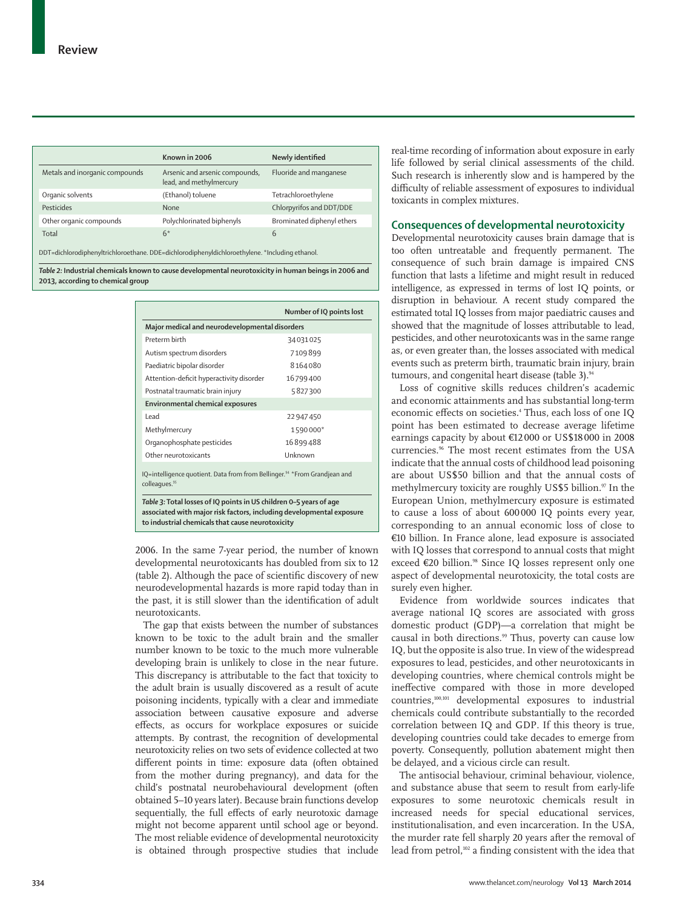| | Known in 2006 | Newly identified |
|---|---|---|
| Metals and inorganic compounds | Arsenic and arsenic compounds, lead, and methylmercury | Fluoride and manganese |
| Organic solvents | (Ethanol) toluene | Tetrachloroethylene |
| Pesticides | None | Chlorpyrifos and DDT/DDE |
| Other organic compounds | Polychlorinated biphenyls | Brominated diphenyl ethers |
| Total | 6* | 6 |

DDT=dichlorodiphenyltrichloroethane. DDE=dichlorodiphenyldichloroethylene. *Including ethanol.

*Table 2:* **Industrial chemicals known to cause developmental neurotoxicity in human beings in 2006 and 2013, according to chemical group**

| | Number of IQ points lost |
|---|---|
| **Major medical and neurodevelopmental disorders** | |
| Preterm birth | 34 031 025 |
| Autism spectrum disorders | 7 109 899 |
| Paediatric bipolar disorder | 8 164 080 |
| Attention-deficit hyperactivity disorder | 16 799 400 |
| Postnatal traumatic brain injury | 5 827 300 |
| **Environmental chemical exposures** | |
| Lead | 22 947 450 |
| Methylmercury | 1 590 000* |
| Organophosphate pesticides | 16 899 488 |
| Other neurotoxicants | Unknown |

IQ=intelligence quotient. Data from from Bellinger.[94] *From Grandjean and colleagues.[95]

*Table 3:* **Total losses of IQ points in US children 0–5 years of age associated with major risk factors, including developmental exposure to industrial chemicals that cause neurotoxicity**

2006. In the same 7-year period, the number of known developmental neurotoxicants has doubled from six to 12 (table 2). Although the pace of scientific discovery of new neurodevelopmental hazards is more rapid today than in the past, it is still slower than the identification of adult neurotoxicants.

The gap that exists between the number of substances known to be toxic to the adult brain and the smaller number known to be toxic to the much more vulnerable developing brain is unlikely to close in the near future. This discrepancy is attributable to the fact that toxicity to the adult brain is usually discovered as a result of acute poisoning incidents, typically with a clear and immediate association between causative exposure and adverse effects, as occurs for workplace exposures or suicide attempts. By contrast, the recognition of developmental neurotoxicity relies on two sets of evidence collected at two different points in time: exposure data (often obtained from the mother during pregnancy), and data for the child's postnatal neurobehavioural development (often obtained 5–10 years later). Because brain functions develop sequentially, the full effects of early neurotoxic damage might not become apparent until school age or beyond. The most reliable evidence of developmental neurotoxicity is obtained through prospective studies that include real-time recording of information about exposure in early life followed by serial clinical assessments of the child. Such research is inherently slow and is hampered by the difficulty of reliable assessment of exposures to individual toxicants in complex mixtures.

## Consequences of developmental neurotoxicity

Developmental neurotoxicity causes brain damage that is too often untreatable and frequently permanent. The consequence of such brain damage is impaired CNS function that lasts a lifetime and might result in reduced intelligence, as expressed in terms of lost IQ points, or disruption in behaviour. A recent study compared the estimated total IQ losses from major paediatric causes and showed that the magnitude of losses attributable to lead, pesticides, and other neurotoxicants was in the same range as, or even greater than, the losses associated with medical events such as preterm birth, traumatic brain injury, brain tumours, and congenital heart disease (table 3).[94]

Loss of cognitive skills reduces children's academic and economic attainments and has substantial long-term economic effects on societies.[4] Thus, each loss of one IQ point has been estimated to decrease average lifetime earnings capacity by about €12 000 or US$18 000 in 2008 currencies.[96] The most recent estimates from the USA indicate that the annual costs of childhood lead poisoning are about US$50 billion and that the annual costs of methylmercury toxicity are roughly US$5 billion.[97] In the European Union, methylmercury exposure is estimated to cause a loss of about 600 000 IQ points every year, corresponding to an annual economic loss of close to €10 billion. In France alone, lead exposure is associated with IQ losses that correspond to annual costs that might exceed €20 billion.[98] Since IQ losses represent only one aspect of developmental neurotoxicity, the total costs are surely even higher.

Evidence from worldwide sources indicates that average national IQ scores are associated with gross domestic product (GDP)—a correlation that might be causal in both directions.[99] Thus, poverty can cause low IQ, but the opposite is also true. In view of the widespread exposures to lead, pesticides, and other neurotoxicants in developing countries, where chemical controls might be ineffective compared with those in more developed countries,[100,101] developmental exposures to industrial chemicals could contribute substantially to the recorded correlation between IQ and GDP. If this theory is true, developing countries could take decades to emerge from poverty. Consequently, pollution abatement might then be delayed, and a vicious circle can result.

The antisocial behaviour, criminal behaviour, violence, and substance abuse that seem to result from early-life exposures to some neurotoxic chemicals result in increased needs for special educational services, institutionalisation, and even incarceration. In the USA, the murder rate fell sharply 20 years after the removal of lead from petrol,[102] a finding consistent with the idea that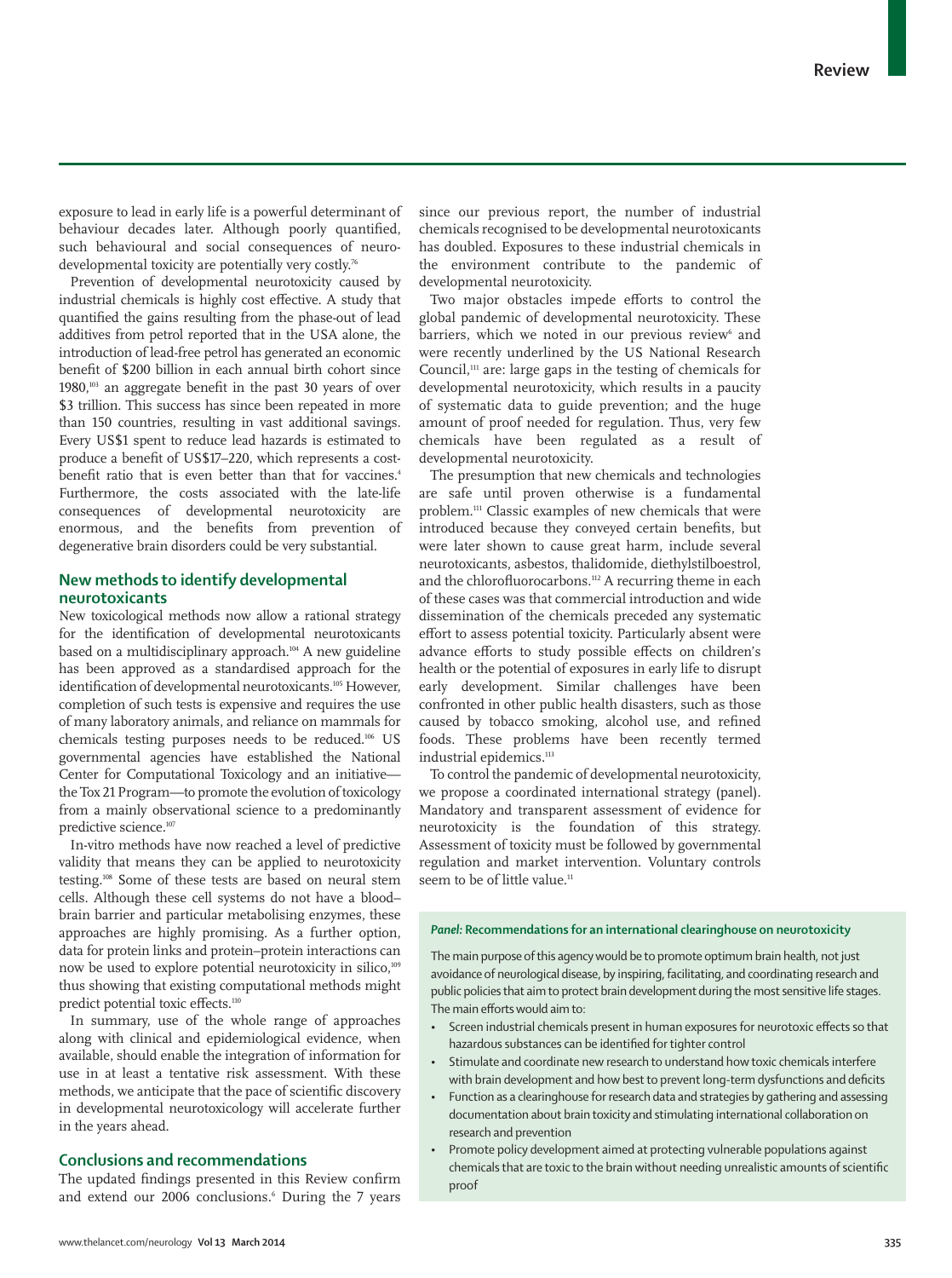exposure to lead in early life is a powerful determinant of behaviour decades later. Although poorly quantified, such behavioural and social consequences of neurodevelopmental toxicity are potentially very costly.[76]

Prevention of developmental neurotoxicity caused by industrial chemicals is highly cost effective. A study that quantified the gains resulting from the phase-out of lead additives from petrol reported that in the USA alone, the introduction of lead-free petrol has generated an economic benefit of $200 billion in each annual birth cohort since 1980,[103] an aggregate benefit in the past 30 years of over $3 trillion. This success has since been repeated in more than 150 countries, resulting in vast additional savings. Every US$1 spent to reduce lead hazards is estimated to produce a benefit of US$17–220, which represents a cost-benefit ratio that is even better than that for vaccines.[4] Furthermore, the costs associated with the late-life consequences of developmental neurotoxicity are enormous, and the benefits from prevention of degenerative brain disorders could be very substantial.

## New methods to identify developmental neurotoxicants

New toxicological methods now allow a rational strategy for the identification of developmental neurotoxicants based on a multidisciplinary approach.[104] A new guideline has been approved as a standardised approach for the identification of developmental neurotoxicants.[105] However, completion of such tests is expensive and requires the use of many laboratory animals, and reliance on mammals for chemicals testing purposes needs to be reduced.[106] US governmental agencies have established the National Center for Computational Toxicology and an initiative—the Tox 21 Program—to promote the evolution of toxicology from a mainly observational science to a predominantly predictive science.[107]

In-vitro methods have now reached a level of predictive validity that means they can be applied to neurotoxicity testing.[108] Some of these tests are based on neural stem cells. Although these cell systems do not have a blood–brain barrier and particular metabolising enzymes, these approaches are highly promising. As a further option, data for protein links and protein–protein interactions can now be used to explore potential neurotoxicity in silico,[109] thus showing that existing computational methods might predict potential toxic effects.[110]

In summary, use of the whole range of approaches along with clinical and epidemiological evidence, when available, should enable the integration of information for use in at least a tentative risk assessment. With these methods, we anticipate that the pace of scientific discovery in developmental neurotoxicology will accelerate further in the years ahead.

## Conclusions and recommendations

The updated findings presented in this Review confirm and extend our 2006 conclusions.[6] During the 7 years since our previous report, the number of industrial chemicals recognised to be developmental neurotoxicants has doubled. Exposures to these industrial chemicals in the environment contribute to the pandemic of developmental neurotoxicity.

Two major obstacles impede efforts to control the global pandemic of developmental neurotoxicity. These barriers, which we noted in our previous review[6] and were recently underlined by the US National Research Council,[111] are: large gaps in the testing of chemicals for developmental neurotoxicity, which results in a paucity of systematic data to guide prevention; and the huge amount of proof needed for regulation. Thus, very few chemicals have been regulated as a result of developmental neurotoxicity.

The presumption that new chemicals and technologies are safe until proven otherwise is a fundamental problem.[111] Classic examples of new chemicals that were introduced because they conveyed certain benefits, but were later shown to cause great harm, include several neurotoxicants, asbestos, thalidomide, diethylstilboestrol, and the chlorofluorocarbons.[112] A recurring theme in each of these cases was that commercial introduction and wide dissemination of the chemicals preceded any systematic effort to assess potential toxicity. Particularly absent were advance efforts to study possible effects on children's health or the potential of exposures in early life to disrupt early development. Similar challenges have been confronted in other public health disasters, such as those caused by tobacco smoking, alcohol use, and refined foods. These problems have been recently termed industrial epidemics.[113]

To control the pandemic of developmental neurotoxicity, we propose a coordinated international strategy (panel). Mandatory and transparent assessment of evidence for neurotoxicity is the foundation of this strategy. Assessment of toxicity must be followed by governmental regulation and market intervention. Voluntary controls seem to be of little value.[11]

**_Panel:_ Recommendations for an international clearinghouse on neurotoxicity**

The main purpose of this agency would be to promote optimum brain health, not just avoidance of neurological disease, by inspiring, facilitating, and coordinating research and public policies that aim to protect brain development during the most sensitive life stages. The main efforts would aim to:

- Screen industrial chemicals present in human exposures for neurotoxic effects so that hazardous substances can be identified for tighter control
- Stimulate and coordinate new research to understand how toxic chemicals interfere with brain development and how best to prevent long-term dysfunctions and deficits
- Function as a clearinghouse for research data and strategies by gathering and assessing documentation about brain toxicity and stimulating international collaboration on research and prevention
- Promote policy development aimed at protecting vulnerable populations against chemicals that are toxic to the brain without needing unrealistic amounts of scientific proof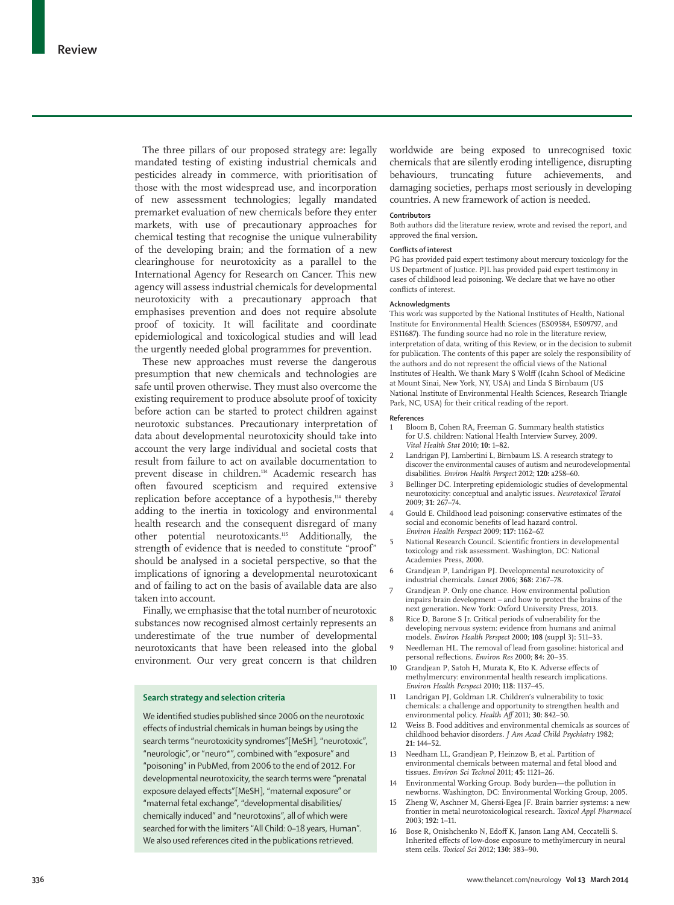The three pillars of our proposed strategy are: legally mandated testing of existing industrial chemicals and pesticides already in commerce, with prioritisation of those with the most widespread use, and incorporation of new assessment technologies; legally mandated premarket evaluation of new chemicals before they enter markets, with use of precautionary approaches for chemical testing that recognise the unique vulnerability of the developing brain; and the formation of a new clearinghouse for neurotoxicity as a parallel to the International Agency for Research on Cancer. This new agency will assess industrial chemicals for developmental neurotoxicity with a precautionary approach that emphasises prevention and does not require absolute proof of toxicity. It will facilitate and coordinate epidemiological and toxicological studies and will lead the urgently needed global programmes for prevention.

These new approaches must reverse the dangerous presumption that new chemicals and technologies are safe until proven otherwise. They must also overcome the existing requirement to produce absolute proof of toxicity before action can be started to protect children against neurotoxic substances. Precautionary interpretation of data about developmental neurotoxicity should take into account the very large individual and societal costs that result from failure to act on available documentation to prevent disease in children.[114] Academic research has often favoured scepticism and required extensive replication before acceptance of a hypothesis,[114] thereby adding to the inertia in toxicology and environmental health research and the consequent disregard of many other potential neurotoxicants.[115] Additionally, the strength of evidence that is needed to constitute "proof" should be analysed in a societal perspective, so that the implications of ignoring a developmental neurotoxicant and of failing to act on the basis of available data are also taken into account.

Finally, we emphasise that the total number of neurotoxic substances now recognised almost certainly represents an underestimate of the true number of developmental neurotoxicants that have been released into the global environment. Our very great concern is that children worldwide are being exposed to unrecognised toxic chemicals that are silently eroding intelligence, disrupting behaviours, truncating future achievements, and damaging societies, perhaps most seriously in developing countries. A new framework of action is needed.

### Search strategy and selection criteria

We identified studies published since 2006 on the neurotoxic effects of industrial chemicals in human beings by using the search terms "neurotoxicity syndromes"[MeSH], "neurotoxic", "neurologic", or "neuro*", combined with "exposure" and "poisoning" in PubMed, from 2006 to the end of 2012. For developmental neurotoxicity, the search terms were "prenatal exposure delayed effects"[MeSH], "maternal exposure" or "maternal fetal exchange", "developmental disabilities/chemically induced" and "neurotoxins", all of which were searched for with the limiters "All Child: 0–18 years, Human". We also used references cited in the publications retrieved.

#### Contributors
Both authors did the literature review, wrote and revised the report, and approved the final version.

#### Conflicts of interest
PG has provided paid expert testimony about mercury toxicology for the US Department of Justice. PJL has provided paid expert testimony in cases of childhood lead poisoning. We declare that we have no other conflicts of interest.

#### Acknowledgments
This work was supported by the National Institutes of Health, National Institute for Environmental Health Sciences (ES09584, ES09797, and ES11687). The funding source had no role in the literature review, interpretation of data, writing of this Review, or in the decision to submit for publication. The contents of this paper are solely the responsibility of the authors and do not represent the official views of the National Institutes of Health. We thank Mary S Wolff (Icahn School of Medicine at Mount Sinai, New York, NY, USA) and Linda S Birnbaum (US National Institute of Environmental Health Sciences, Research Triangle Park, NC, USA) for their critical reading of the report.

#### References
1. Bloom B, Cohen RA, Freeman G. Summary health statistics for U.S. children: National Health Interview Survey, 2009. *Vital Health Stat* 2010; **10:** 1–82.
2. Landrigan PJ, Lambertini L, Birnbaum LS. A research strategy to discover the environmental causes of autism and neurodevelopmental disabilities. *Environ Health Perspect* 2012; **120:** a258–60.
3. Bellinger DC. Interpreting epidemiologic studies of developmental neurotoxicity: conceptual and analytic issues. *Neurotoxicol Teratol* 2009; **31:** 267–74.
4. Gould E. Childhood lead poisoning: conservative estimates of the social and economic benefits of lead hazard control. *Environ Health Perspect* 2009; **117:** 1162–67.
5. National Research Council. Scientific frontiers in developmental toxicology and risk assessment. Washington, DC: National Academies Press, 2000.
6. Grandjean P, Landrigan PJ. Developmental neurotoxicity of industrial chemicals. *Lancet* 2006; **368:** 2167–78.
7. Grandjean P. Only one chance. How environmental pollution impairs brain development – and how to protect the brains of the next generation. New York: Oxford University Press, 2013.
8. Rice D, Barone S Jr. Critical periods of vulnerability for the developing nervous system: evidence from humans and animal models. *Environ Health Perspect* 2000; **108** (suppl 3)**:** 511–33.
9. Needleman HL. The removal of lead from gasoline: historical and personal reflections. *Environ Res* 2000; **84:** 20–35.
10. Grandjean P, Satoh H, Murata K, Eto K. Adverse effects of methylmercury: environmental health research implications. *Environ Health Perspect* 2010; **118:** 1137–45.
11. Landrigan PJ, Goldman LR. Children's vulnerability to toxic chemicals: a challenge and opportunity to strengthen health and environmental policy. *Health Aff* 2011; **30:** 842–50.
12. Weiss B. Food additives and environmental chemicals as sources of childhood behavior disorders. *J Am Acad Child Psychiatry* 1982; **21:** 144–52.
13. Needham LL, Grandjean P, Heinzow B, et al. Partition of environmental chemicals between maternal and fetal blood and tissues. *Environ Sci Technol* 2011; **45:** 1121–26.
14. Environmental Working Group. Body burden—the pollution in newborns. Washington, DC: Environmental Working Group, 2005.
15. Zheng W, Aschner M, Ghersi-Egea JF. Brain barrier systems: a new frontier in metal neurotoxicological research. *Toxicol Appl Pharmacol* 2003; **192:** 1–11.
16. Bose R, Onishchenko N, Edoff K, Janson Lang AM, Ceccatelli S. Inherited effects of low-dose exposure to methylmercury in neural stem cells. *Toxicol Sci* 2012; **130:** 383–90.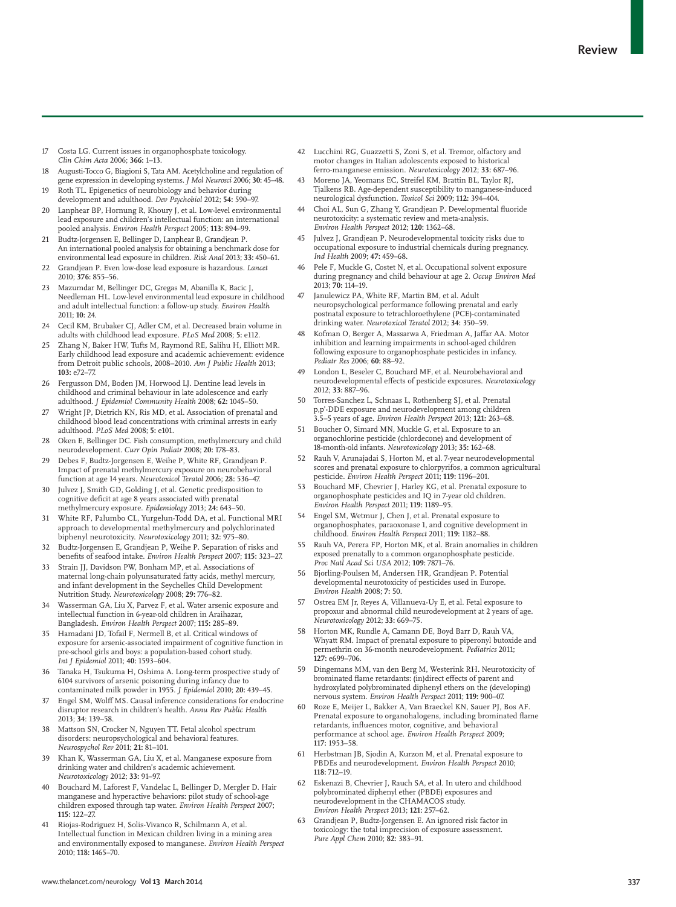17 Costa LG. Current issues in organophosphate toxicology. *Clin Chim Acta* 2006; **366:** 1–13.

18 Augusti-Tocco G, Biagioni S, Tata AM. Acetylcholine and regulation of gene expression in developing systems. *J Mol Neurosci* 2006; **30:** 45–48.

19 Roth TL. Epigenetics of neurobiology and behavior during development and adulthood. *Dev Psychobiol* 2012; **54:** 590–97.

20 Lanphear BP, Hornung R, Khoury J, et al. Low-level environmental lead exposure and children's intellectual function: an international pooled analysis. *Environ Health Perspect* 2005; **113:** 894–99.

21 Budtz-Jorgensen E, Bellinger D, Lanphear B, Grandjean P. An international pooled analysis for obtaining a benchmark dose for environmental lead exposure in children. *Risk Anal* 2013; **33:** 450–61.

22 Grandjean P. Even low-dose lead exposure is hazardous. *Lancet* 2010; **376:** 855–56.

23 Mazumdar M, Bellinger DC, Gregas M, Abanilla K, Bacic J, Needleman HL. Low-level environmental lead exposure in childhood and adult intellectual function: a follow-up study. *Environ Health* 2011; **10:** 24.

24 Cecil KM, Brubaker CJ, Adler CM, et al. Decreased brain volume in adults with childhood lead exposure. *PLoS Med* 2008; **5:** e112.

25 Zhang N, Baker HW, Tufts M, Raymond RE, Salihu H, Elliott MR. Early childhood lead exposure and academic achievement: evidence from Detroit public schools, 2008–2010. *Am J Public Health* 2013; **103:** e72–77.

26 Fergusson DM, Boden JM, Horwood LJ. Dentine lead levels in childhood and criminal behaviour in late adolescence and early adulthood. *J Epidemiol Community Health* 2008; **62:** 1045–50.

27 Wright JP, Dietrich KN, Ris MD, et al. Association of prenatal and childhood blood lead concentrations with criminal arrests in early adulthood. *PLoS Med* 2008; **5:** e101.

28 Oken E, Bellinger DC. Fish consumption, methylmercury and child neurodevelopment. *Curr Opin Pediatr* 2008; **20:** 178–83.

29 Debes F, Budtz-Jorgensen E, Weihe P, White RF, Grandjean P. Impact of prenatal methylmercury exposure on neurobehavioral function at age 14 years. *Neurotoxicol Teratol* 2006; **28:** 536–47.

30 Julvez J, Smith GD, Golding J, et al. Genetic predisposition to cognitive deficit at age 8 years associated with prenatal methylmercury exposure. *Epidemiology* 2013; **24:** 643–50.

31 White RF, Palumbo CL, Yurgelun-Todd DA, et al. Functional MRI approach to developmental methylmercury and polychlorinated biphenyl neurotoxicity. *Neurotoxicology* 2011; **32:** 975–80.

32 Budtz-Jorgensen E, Grandjean P, Weihe P. Separation of risks and benefits of seafood intake. *Environ Health Perspect* 2007; **115:** 323–27.

33 Strain JJ, Davidson PW, Bonham MP, et al. Associations of maternal long-chain polyunsaturated fatty acids, methyl mercury, and infant development in the Seychelles Child Development Nutrition Study. *Neurotoxicology* 2008; **29:** 776–82.

34 Wasserman GA, Liu X, Parvez F, et al. Water arsenic exposure and intellectual function in 6-year-old children in Araihazar, Bangladesh. *Environ Health Perspect* 2007; **115:** 285–89.

35 Hamadani JD, Tofail F, Nermell B, et al. Critical windows of exposure for arsenic-associated impairment of cognitive function in pre-school girls and boys: a population-based cohort study. *Int J Epidemiol* 2011; **40:** 1593–604.

36 Tanaka H, Tsukuma H, Oshima A. Long-term prospective study of 6104 survivors of arsenic poisoning during infancy due to contaminated milk powder in 1955. *J Epidemiol* 2010; **20:** 439–45.

37 Engel SM, Wolff MS. Causal inference considerations for endocrine disruptor research in children's health. *Annu Rev Public Health* 2013; **34**: 139–58.

38 Mattson SN, Crocker N, Nguyen TT. Fetal alcohol spectrum disorders: neuropsychological and behavioral features. *Neuropsychol Rev* 2011; **21:** 81–101.

39 Khan K, Wasserman GA, Liu X, et al. Manganese exposure from drinking water and children's academic achievement. *Neurotoxicology* 2012; **33:** 91–97.

40 Bouchard M, Laforest F, Vandelac L, Bellinger D, Mergler D. Hair manganese and hyperactive behaviors: pilot study of school-age children exposed through tap water. *Environ Health Perspect* 2007; **115:** 122–27.

41 Riojas-Rodriguez H, Solis-Vivanco R, Schilmann A, et al. Intellectual function in Mexican children living in a mining area and environmentally exposed to manganese. *Environ Health Perspect* 2010; **118:** 1465–70.

42 Lucchini RG, Guazzetti S, Zoni S, et al. Tremor, olfactory and motor changes in Italian adolescents exposed to historical ferro-manganese emission. *Neurotoxicology* 2012; **33:** 687–96.

43 Moreno JA, Yeomans EC, Streifel KM, Brattin BL, Taylor RJ, Tjalkens RB. Age-dependent susceptibility to manganese-induced neurological dysfunction. *Toxicol Sci* 2009; **112:** 394–404.

44 Choi AL, Sun G, Zhang Y, Grandjean P. Developmental fluoride neurotoxicity: a systematic review and meta-analysis. *Environ Health Perspect* 2012; **120:** 1362–68.

45 Julvez J, Grandjean P. Neurodevelopmental toxicity risks due to occupational exposure to industrial chemicals during pregnancy. *Ind Health* 2009; **47:** 459–68.

46 Pele F, Muckle G, Costet N, et al. Occupational solvent exposure during pregnancy and child behaviour at age 2. *Occup Environ Med* 2013; **70:** 114–19.

47 Janulewicz PA, White RF, Martin BM, et al. Adult neuropsychological performance following prenatal and early postnatal exposure to tetrachloroethylene (PCE)-contaminated drinking water. *Neurotoxicol Teratol* 2012; **34:** 350–59.

48 Kofman O, Berger A, Massarwa A, Friedman A, Jaffar AA. Motor inhibition and learning impairments in school-aged children following exposure to organophosphate pesticides in infancy. *Pediatr Res* 2006; **60:** 88–92.

49 London L, Beseler C, Bouchard MF, et al. Neurobehavioral and neurodevelopmental effects of pesticide exposures. *Neurotoxicology* 2012; **33:** 887–96.

50 Torres-Sanchez L, Schnaas L, Rothenberg SJ, et al. Prenatal p,p′-DDE exposure and neurodevelopment among children 3.5–5 years of age. *Environ Health Perspect* 2013; **121:** 263–68.

51 Boucher O, Simard MN, Muckle G, et al. Exposure to an organochlorine pesticide (chlordecone) and development of 18-month-old infants. *Neurotoxicology* 2013; **35:** 162–68.

52 Rauh V, Arunajadai S, Horton M, et al. 7-year neurodevelopmental scores and prenatal exposure to chlorpyrifos, a common agricultural pesticide. *Environ Health Perspect* 2011; **119:** 1196–201.

53 Bouchard MF, Chevrier J, Harley KG, et al. Prenatal exposure to organophosphate pesticides and IQ in 7-year old children. *Environ Health Perspect* 2011; **119:** 1189–95.

54 Engel SM, Wetmur J, Chen J, et al. Prenatal exposure to organophosphates, paraoxonase 1, and cognitive development in childhood. *Environ Health Perspect* 2011; **119:** 1182–88.

55 Rauh VA, Perera FP, Horton MK, et al. Brain anomalies in children exposed prenatally to a common organophosphate pesticide. *Proc Natl Acad Sci USA* 2012; **109:** 7871–76.

56 Bjorling-Poulsen M, Andersen HR, Grandjean P. Potential developmental neurotoxicity of pesticides used in Europe. *Environ Health* 2008; **7:** 50.

57 Ostrea EM Jr, Reyes A, Villanueva-Uy E, et al. Fetal exposure to propoxur and abnormal child neurodevelopment at 2 years of age. *Neurotoxicology* 2012; **33:** 669–75.

58 Horton MK, Rundle A, Camann DE, Boyd Barr D, Rauh VA, Whyatt RM. Impact of prenatal exposure to piperonyl butoxide and permethrin on 36-month neurodevelopment. *Pediatrics* 2011; **127:** e699–706.

59 Dingemans MM, van den Berg M, Westerink RH. Neurotoxicity of brominated flame retardants: (in)direct effects of parent and hydroxylated polybrominated diphenyl ethers on the (developing) nervous system. *Environ Health Perspect* 2011; **119:** 900–07.

60 Roze E, Meijer L, Bakker A, Van Braeckel KN, Sauer PJ, Bos AF. Prenatal exposure to organohalogens, including brominated flame retardants, influences motor, cognitive, and behavioral performance at school age. *Environ Health Perspect* 2009; **117:** 1953–58.

61 Herbstman JB, Sjodin A, Kurzon M, et al. Prenatal exposure to PBDEs and neurodevelopment. *Environ Health Perspect* 2010; **118:** 712–19.

62 Eskenazi B, Chevrier J, Rauch SA, et al. In utero and childhood polybrominated diphenyl ether (PBDE) exposures and neurodevelopment in the CHAMACOS study. *Environ Health Perspect* 2013; **121:** 257–62.

63 Grandjean P, Budtz-Jorgensen E. An ignored risk factor in toxicology: the total imprecision of exposure assessment. *Pure Appl Chem* 2010; **82:** 383–91.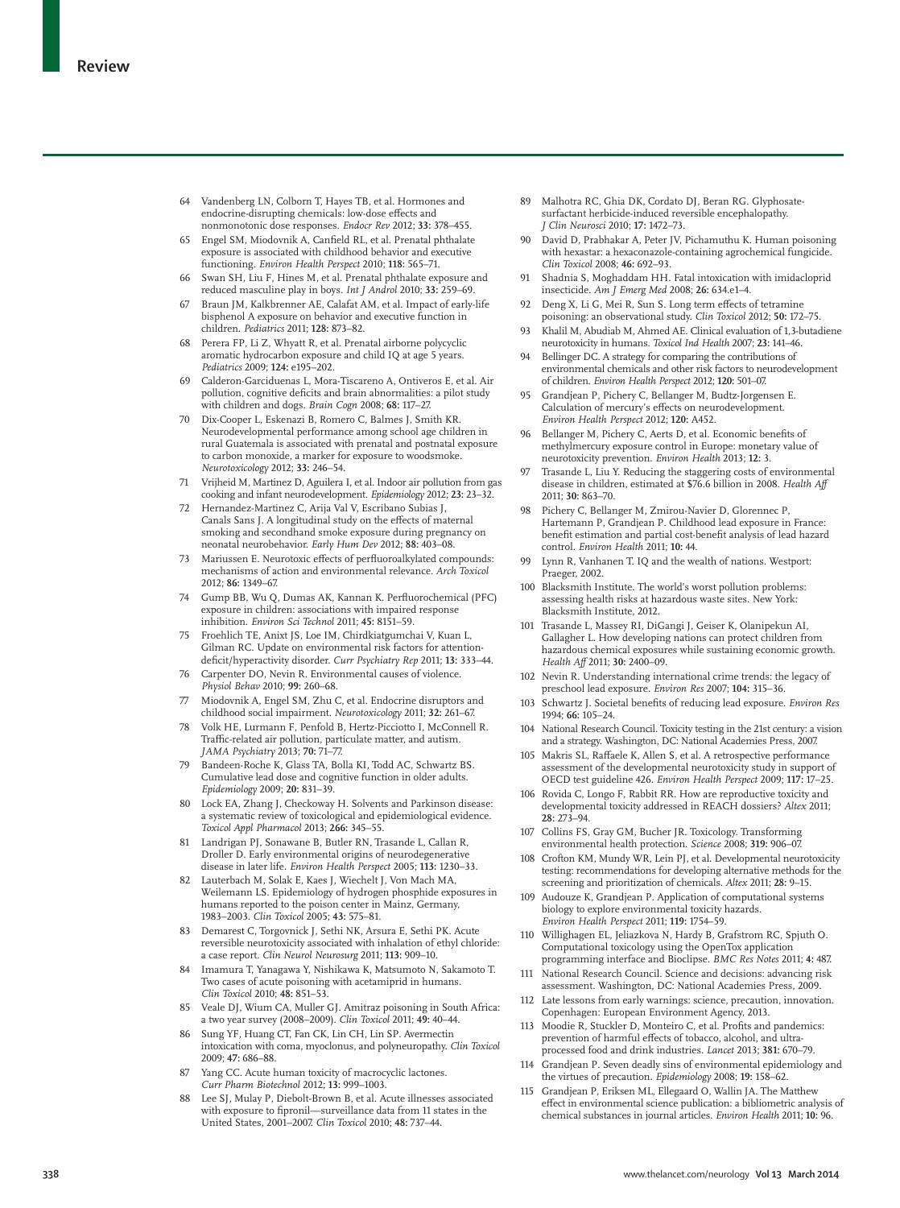64 Vandenberg LN, Colborn T, Hayes TB, et al. Hormones and endocrine-disrupting chemicals: low-dose effects and nonmonotonic dose responses. *Endocr Rev* 2012; **33:** 378–455.

65 Engel SM, Miodovnik A, Canfield RL, et al. Prenatal phthalate exposure is associated with childhood behavior and executive functioning. *Environ Health Perspect* 2010; **118:** 565–71.

66 Swan SH, Liu F, Hines M, et al. Prenatal phthalate exposure and reduced masculine play in boys. *Int J Androl* 2010; **33:** 259–69.

67 Braun JM, Kalkbrenner AE, Calafat AM, et al. Impact of early-life bisphenol A exposure on behavior and executive function in children. *Pediatrics* 2011; **128:** 873–82.

68 Perera FP, Li Z, Whyatt R, et al. Prenatal airborne polycyclic aromatic hydrocarbon exposure and child IQ at age 5 years. *Pediatrics* 2009; **124:** e195–202.

69 Calderon-Garciduenas L, Mora-Tiscareno A, Ontiveros E, et al. Air pollution, cognitive deficits and brain abnormalities: a pilot study with children and dogs. *Brain Cogn* 2008; **68:** 117–27.

70 Dix-Cooper L, Eskenazi B, Romero C, Balmes J, Smith KR. Neurodevelopmental performance among school age children in rural Guatemala is associated with prenatal and postnatal exposure to carbon monoxide, a marker for exposure to woodsmoke. *Neurotoxicology* 2012; **33:** 246–54.

71 Vrijheid M, Martinez D, Aguilera I, et al. Indoor air pollution from gas cooking and infant neurodevelopment. *Epidemiology* 2012; **23:** 23–32.

72 Hernandez-Martinez C, Arija Val V, Escribano Subias J, Canals Sans J. A longitudinal study on the effects of maternal smoking and secondhand smoke exposure during pregnancy on neonatal neurobehavior. *Early Hum Dev* 2012; **88:** 403–08.

73 Mariussen E. Neurotoxic effects of perfluoroalkylated compounds: mechanisms of action and environmental relevance. *Arch Toxicol* 2012; **86:** 1349–67.

74 Gump BB, Wu Q, Dumas AK, Kannan K. Perfluorochemical (PFC) exposure in children: associations with impaired response inhibition. *Environ Sci Technol* 2011; **45:** 8151–59.

75 Froehlich TE, Anixt JS, Loe IM, Chirdkiatgumchai V, Kuan L, Gilman RC. Update on environmental risk factors for attention-deficit/hyperactivity disorder. *Curr Psychiatry Rep* 2011; **13:** 333–44.

76 Carpenter DO, Nevin R. Environmental causes of violence. *Physiol Behav* 2010; **99:** 260–68.

77 Miodovnik A, Engel SM, Zhu C, et al. Endocrine disruptors and childhood social impairment. *Neurotoxicology* 2011; **32:** 261–67.

78 Volk HE, Lurmann F, Penfold B, Hertz-Picciotto I, McConnell R. Traffic-related air pollution, particulate matter, and autism. *JAMA Psychiatry* 2013; **70:** 71–77.

79 Bandeen-Roche K, Glass TA, Bolla KI, Todd AC, Schwartz BS. Cumulative lead dose and cognitive function in older adults. *Epidemiology* 2009; **20:** 831–39.

80 Lock EA, Zhang J, Checkoway H. Solvents and Parkinson disease: a systematic review of toxicological and epidemiological evidence. *Toxicol Appl Pharmacol* 2013; **266:** 345–55.

81 Landrigan PJ, Sonawane B, Butler RN, Trasande L, Callan R, Droller D. Early environmental origins of neurodegenerative disease in later life. *Environ Health Perspect* 2005; **113:** 1230–33.

82 Lauterbach M, Solak E, Kaes J, Wiechelt J, Von Mach MA, Weilemann LS. Epidemiology of hydrogen phosphide exposures in humans reported to the poison center in Mainz, Germany, 1983–2003. *Clin Toxicol* 2005; **43:** 575–81.

83 Demarest C, Torgovnick J, Sethi NK, Arsura E, Sethi PK. Acute reversible neurotoxicity associated with inhalation of ethyl chloride: a case report. *Clin Neurol Neurosurg* 2011; **113:** 909–10.

84 Imamura T, Yanagawa Y, Nishikawa K, Matsumoto N, Sakamoto T. Two cases of acute poisoning with acetamiprid in humans. *Clin Toxicol* 2010; **48:** 851–53.

85 Veale DJ, Wium CA, Muller GJ. Amitraz poisoning in South Africa: a two year survey (2008–2009). *Clin Toxicol* 2011; **49:** 40–44.

86 Sung YF, Huang CT, Fan CK, Lin CH, Lin SP. Avermectin intoxication with coma, myoclonus, and polyneuropathy. *Clin Toxicol* 2009; **47:** 686–88.

87 Yang CC. Acute human toxicity of macrocyclic lactones. *Curr Pharm Biotechnol* 2012; **13:** 999–1003.

88 Lee SJ, Mulay P, Diebolt-Brown B, et al. Acute illnesses associated with exposure to fipronil—surveillance data from 11 states in the United States, 2001–2007. *Clin Toxicol* 2010; **48:** 737–44.

89 Malhotra RC, Ghia DK, Cordato DJ, Beran RG. Glyphosate-surfactant herbicide-induced reversible encephalopathy. *J Clin Neurosci* 2010; **17:** 1472–73.

90 David D, Prabhakar A, Peter JV, Pichamuthu K. Human poisoning with hexastar: a hexaconazole-containing agrochemical fungicide. *Clin Toxicol* 2008; **46:** 692–93.

91 Shadnia S, Moghaddam HH. Fatal intoxication with imidacloprid insecticide. *Am J Emerg Med* 2008; **26:** 634.e1–4.

92 Deng X, Li G, Mei R, Sun S. Long term effects of tetramine poisoning: an observational study. *Clin Toxicol* 2012; **50:** 172–75.

93 Khalil M, Abudiab M, Ahmed AE. Clinical evaluation of 1,3-butadiene neurotoxicity in humans. *Toxicol Ind Health* 2007; **23:** 141–46.

94 Bellinger DC. A strategy for comparing the contributions of environmental chemicals and other risk factors to neurodevelopment of children. *Environ Health Perspect* 2012; **120:** 501–07.

95 Grandjean P, Pichery C, Bellanger M, Budtz-Jorgensen E. Calculation of mercury's effects on neurodevelopment. *Environ Health Perspect* 2012; **120:** A452.

96 Bellanger M, Pichery C, Aerts D, et al. Economic benefits of methylmercury exposure control in Europe: monetary value of neurotoxicity prevention. *Environ Health* 2013; **12:** 3.

97 Trasande L, Liu Y. Reducing the staggering costs of environmental disease in children, estimated at $76.6 billion in 2008. *Health Aff* 2011; **30:** 863–70.

98 Pichery C, Bellanger M, Zmirou-Navier D, Glorennec P, Hartemann P, Grandjean P. Childhood lead exposure in France: benefit estimation and partial cost-benefit analysis of lead hazard control. *Environ Health* 2011; **10:** 44.

99 Lynn R, Vanhanen T. IQ and the wealth of nations. Westport: Praeger, 2002.

100 Blacksmith Institute. The world's worst pollution problems: assessing health risks at hazardous waste sites. New York: Blacksmith Institute, 2012.

101 Trasande L, Massey RI, DiGangi J, Geiser K, Olanipekun AI, Gallagher L. How developing nations can protect children from hazardous chemical exposures while sustaining economic growth. *Health Aff* 2011; **30:** 2400–09.

102 Nevin R. Understanding international crime trends: the legacy of preschool lead exposure. *Environ Res* 2007; **104:** 315–36.

103 Schwartz J. Societal benefits of reducing lead exposure. *Environ Res* 1994; **66:** 105–24.

104 National Research Council. Toxicity testing in the 21st century: a vision and a strategy. Washington, DC: National Academies Press, 2007.

105 Makris SL, Raffaele K, Allen S, et al. A retrospective performance assessment of the developmental neurotoxicity study in support of OECD test guideline 426. *Environ Health Perspect* 2009; **117:** 17–25.

106 Rovida C, Longo F, Rabbit RR. How are reproductive toxicity and developmental toxicity addressed in REACH dossiers? *Altex* 2011; **28:** 273–94.

107 Collins FS, Gray GM, Bucher JR. Toxicology. Transforming environmental health protection. *Science* 2008; **319:** 906–07.

108 Crofton KM, Mundy WR, Lein PJ, et al. Developmental neurotoxicity testing: recommendations for developing alternative methods for the screening and prioritization of chemicals. *Altex* 2011; **28:** 9–15.

109 Audouze K, Grandjean P. Application of computational systems biology to explore environmental toxicity hazards. *Environ Health Perspect* 2011; **119:** 1754–59.

110 Willighagen EL, Jeliazkova N, Hardy B, Grafstrom RC, Spjuth O. Computational toxicology using the OpenTox application programming interface and Bioclipse. *BMC Res Notes* 2011; **4:** 487.

111 National Research Council. Science and decisions: advancing risk assessment. Washington, DC: National Academies Press, 2009.

112 Late lessons from early warnings: science, precaution, innovation. Copenhagen: European Environment Agency, 2013.

113 Moodie R, Stuckler D, Monteiro C, et al. Profits and pandemics: prevention of harmful effects of tobacco, alcohol, and ultra-processed food and drink industries. *Lancet* 2013; **381:** 670–79.

114 Grandjean P. Seven deadly sins of environmental epidemiology and the virtues of precaution. *Epidemiology* 2008; **19:** 158–62.

115 Grandjean P, Eriksen ML, Ellegaard O, Wallin JA. The Matthew effect in environmental science publication: a bibliometric analysis of chemical substances in journal articles. *Environ Health* 2011; **10:** 96.